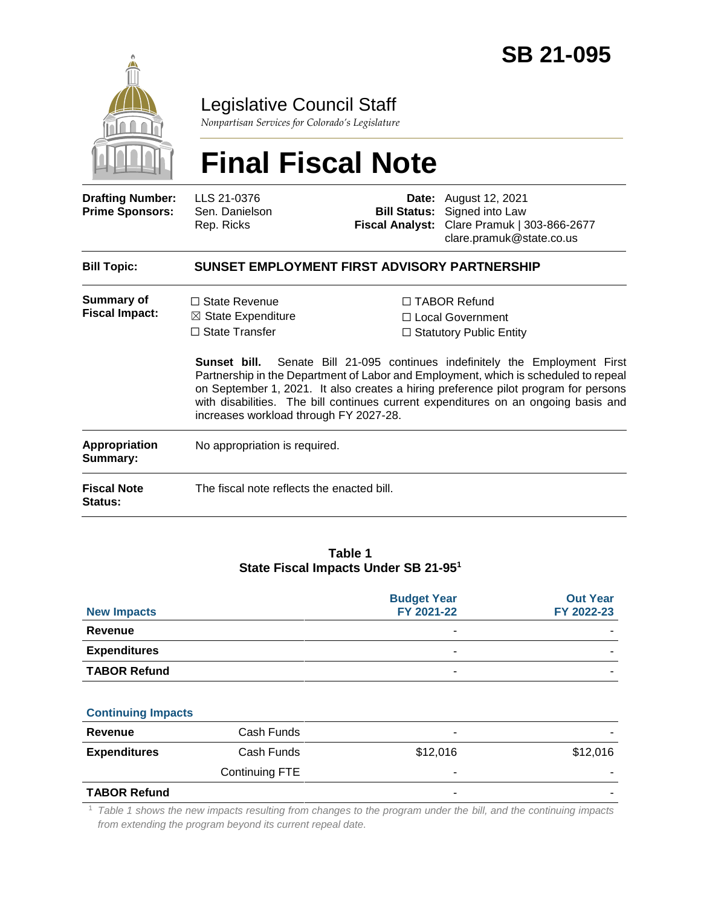# SB 21-095

Legislative Council Staff

*Nonpartisan Services for Colorado's Legislature*

# Final Fiscal Note

| | | | |
|---|---|---|---|
| **Drafting Number:** | LLS 21-0376 | **Date:** | August 12, 2021 |
| **Prime Sponsors:** | Sen. Danielson<br>Rep. Ricks | **Bill Status:** | Signed into Law |
| | | **Fiscal Analyst:** | Clare Pramuk \| 303-866-2677<br>clare.pramuk@state.co.us |

**Bill Topic:** **SUNSET EMPLOYMENT FIRST ADVISORY PARTNERSHIP**

**Summary of Fiscal Impact:**

☐ State Revenue
☒ State Expenditure
☐ State Transfer
☐ TABOR Refund
☐ Local Government
☐ Statutory Public Entity

**Sunset bill.** Senate Bill 21-095 continues indefinitely the Employment First Partnership in the Department of Labor and Employment, which is scheduled to repeal on September 1, 2021. It also creates a hiring preference pilot program for persons with disabilities. The bill continues current expenditures on an ongoing basis and increases workload through FY 2027-28.

**Appropriation Summary:** No appropriation is required.

**Fiscal Note Status:** The fiscal note reflects the enacted bill.

**Table 1**
**State Fiscal Impacts Under SB 21-95[1]**

| New Impacts | | Budget Year FY 2021-22 | Out Year FY 2022-23 |
|---|---|---|---|
| **Revenue** | | - | - |
| **Expenditures** | | - | - |
| **TABOR Refund** | | - | - |
| **Continuing Impacts** | | | |
| **Revenue** | Cash Funds | - | - |
| **Expenditures** | Cash Funds | $12,016 | $12,016 |
| | Continuing FTE | - | - |
| **TABOR Refund** | | - | - |

[1] *Table 1 shows the new impacts resulting from changes to the program under the bill, and the continuing impacts from extending the program beyond its current repeal date.*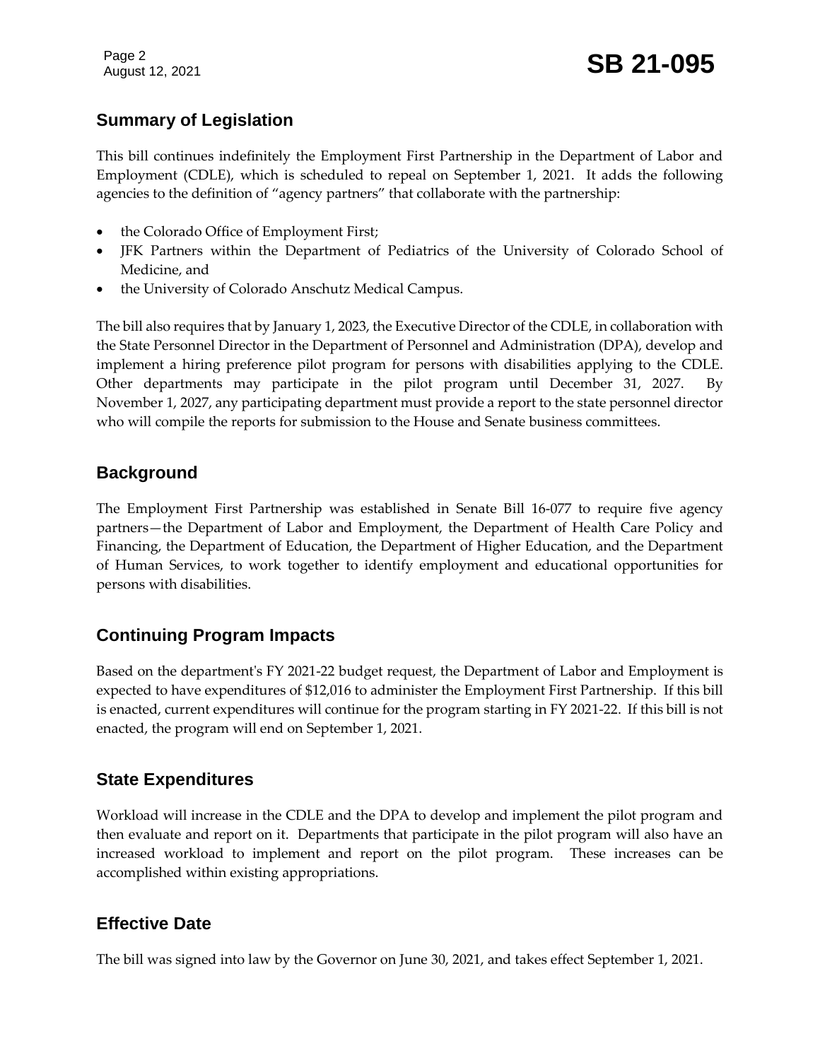## Summary of Legislation

This bill continues indefinitely the Employment First Partnership in the Department of Labor and Employment (CDLE), which is scheduled to repeal on September 1, 2021. It adds the following agencies to the definition of "agency partners" that collaborate with the partnership:

- the Colorado Office of Employment First;
- JFK Partners within the Department of Pediatrics of the University of Colorado School of Medicine, and
- the University of Colorado Anschutz Medical Campus.

The bill also requires that by January 1, 2023, the Executive Director of the CDLE, in collaboration with the State Personnel Director in the Department of Personnel and Administration (DPA), develop and implement a hiring preference pilot program for persons with disabilities applying to the CDLE. Other departments may participate in the pilot program until December 31, 2027. By November 1, 2027, any participating department must provide a report to the state personnel director who will compile the reports for submission to the House and Senate business committees.

## Background

The Employment First Partnership was established in Senate Bill 16-077 to require five agency partners—the Department of Labor and Employment, the Department of Health Care Policy and Financing, the Department of Education, the Department of Higher Education, and the Department of Human Services, to work together to identify employment and educational opportunities for persons with disabilities.

## Continuing Program Impacts

Based on the department's FY 2021-22 budget request, the Department of Labor and Employment is expected to have expenditures of $12,016 to administer the Employment First Partnership. If this bill is enacted, current expenditures will continue for the program starting in FY 2021-22. If this bill is not enacted, the program will end on September 1, 2021.

## State Expenditures

Workload will increase in the CDLE and the DPA to develop and implement the pilot program and then evaluate and report on it. Departments that participate in the pilot program will also have an increased workload to implement and report on the pilot program. These increases can be accomplished within existing appropriations.

## Effective Date

The bill was signed into law by the Governor on June 30, 2021, and takes effect September 1, 2021.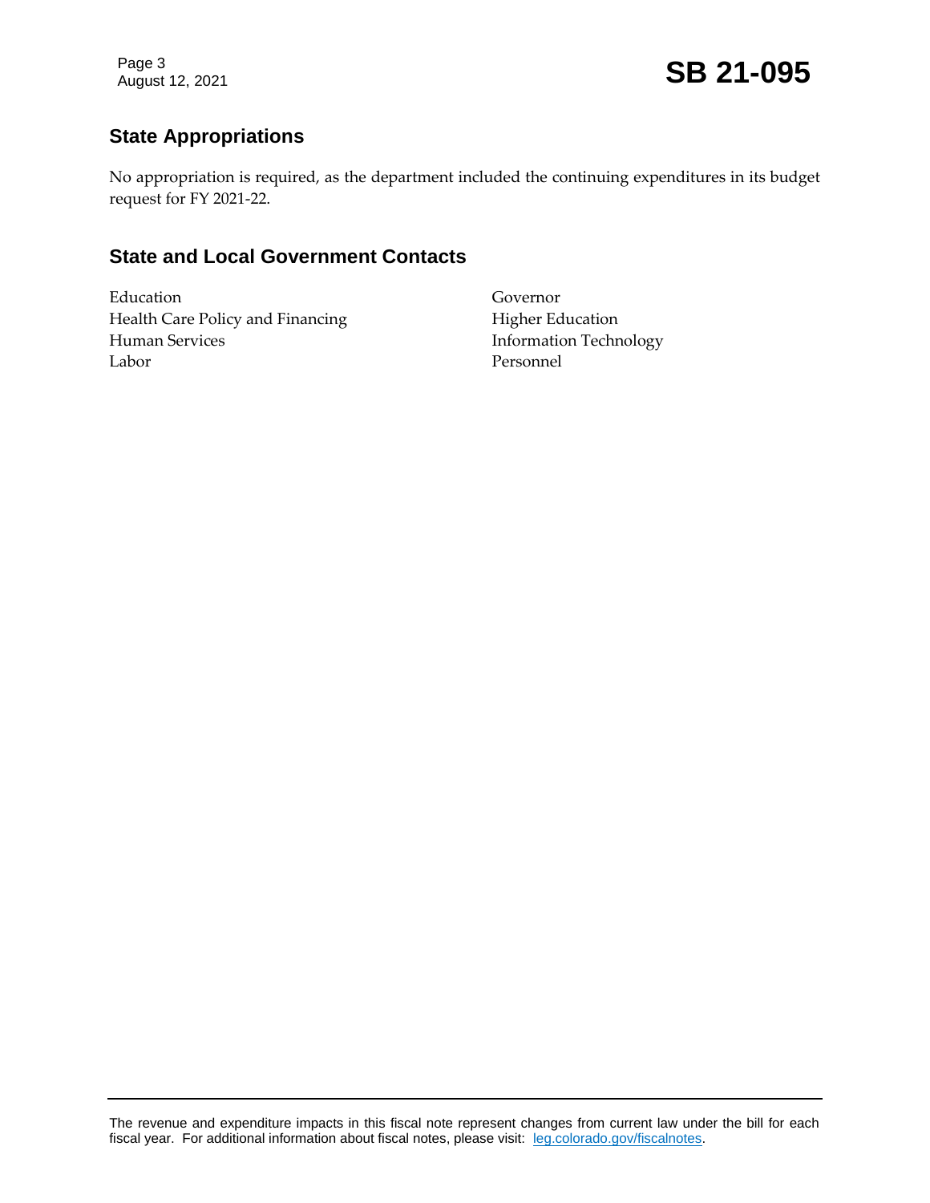## State Appropriations

No appropriation is required, as the department included the continuing expenditures in its budget request for FY 2021-22.

## State and Local Government Contacts

Education
Health Care Policy and Financing
Human Services
Labor
Governor
Higher Education
Information Technology
Personnel

The revenue and expenditure impacts in this fiscal note represent changes from current law under the bill for each fiscal year. For additional information about fiscal notes, please visit: leg.colorado.gov/fiscalnotes.